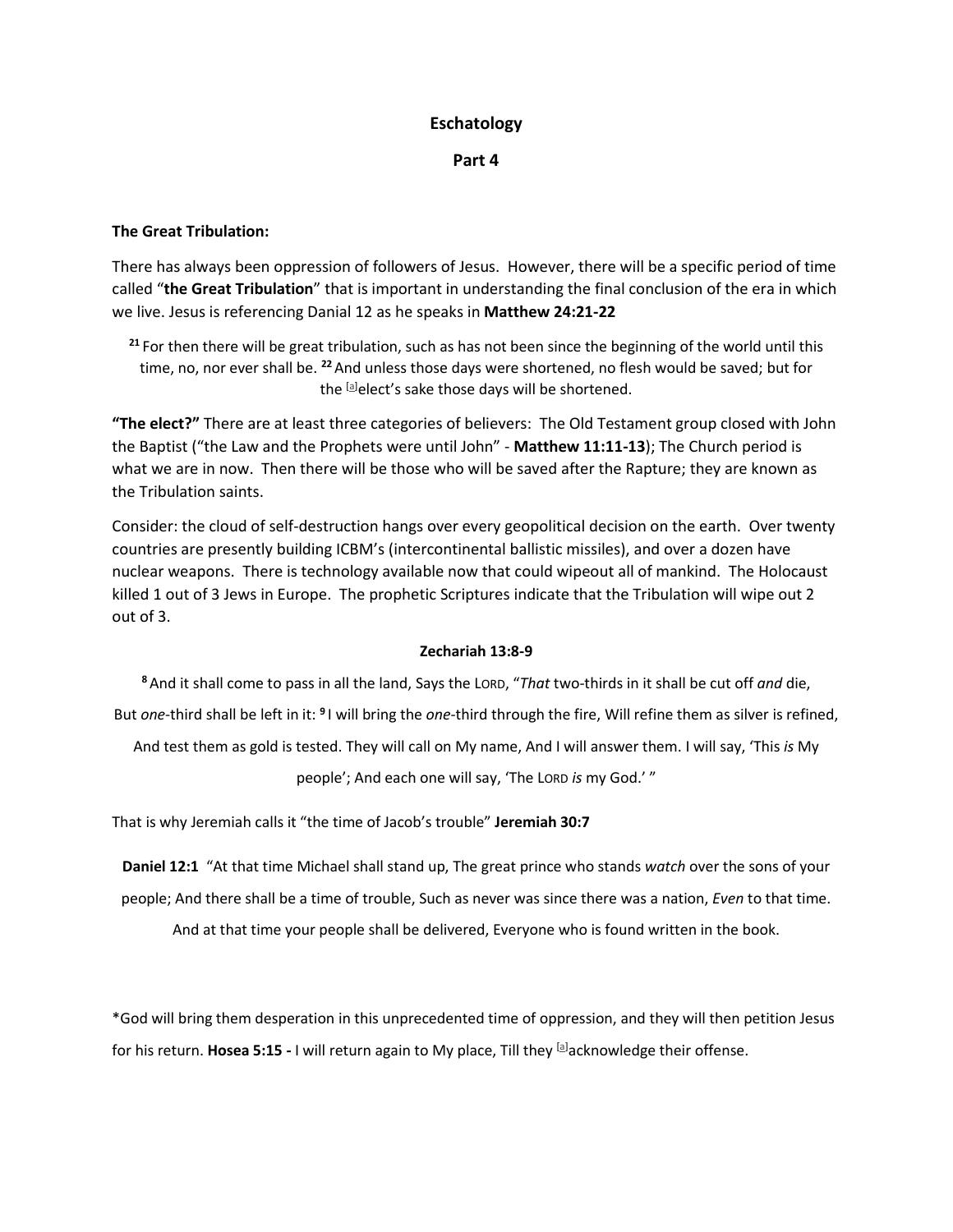# Eschatology

## Part 4

**The Great Tribulation:**

There has always been oppression of followers of Jesus. However, there will be a specific period of time called "**the Great Tribulation**" that is important in understanding the final conclusion of the era in which we live. Jesus is referencing Danial 12 as he speaks in **Matthew 24:21-22**

> **21** For then there will be great tribulation, such as has not been since the beginning of the world until this time, no, nor ever shall be. **22** And unless those days were shortened, no flesh would be saved; but for the [a]elect's sake those days will be shortened.

**"The elect?"** There are at least three categories of believers: The Old Testament group closed with John the Baptist ("the Law and the Prophets were until John" - **Matthew 11:11-13**); The Church period is what we are in now. Then there will be those who will be saved after the Rapture; they are known as the Tribulation saints.

Consider: the cloud of self-destruction hangs over every geopolitical decision on the earth. Over twenty countries are presently building ICBM's (intercontinental ballistic missiles), and over a dozen have nuclear weapons. There is technology available now that could wipeout all of mankind. The Holocaust killed 1 out of 3 Jews in Europe. The prophetic Scriptures indicate that the Tribulation will wipe out 2 out of 3.

**Zechariah 13:8-9**

> **8** And it shall come to pass in all the land, Says the LORD, "*That* two-thirds in it shall be cut off *and* die, But *one*-third shall be left in it: **9** I will bring the *one*-third through the fire, Will refine them as silver is refined, And test them as gold is tested. They will call on My name, And I will answer them. I will say, 'This *is* My people'; And each one will say, 'The LORD *is* my God.' "

That is why Jeremiah calls it "the time of Jacob's trouble" **Jeremiah 30:7**

> **Daniel 12:1** "At that time Michael shall stand up, The great prince who stands *watch* over the sons of your people; And there shall be a time of trouble, Such as never was since there was a nation, *Even* to that time. And at that time your people shall be delivered, Everyone who is found written in the book.

*God will bring them desperation in this unprecedented time of oppression, and they will then petition Jesus for his return. **Hosea 5:15 -** I will return again to My place, Till they [a]acknowledge their offense.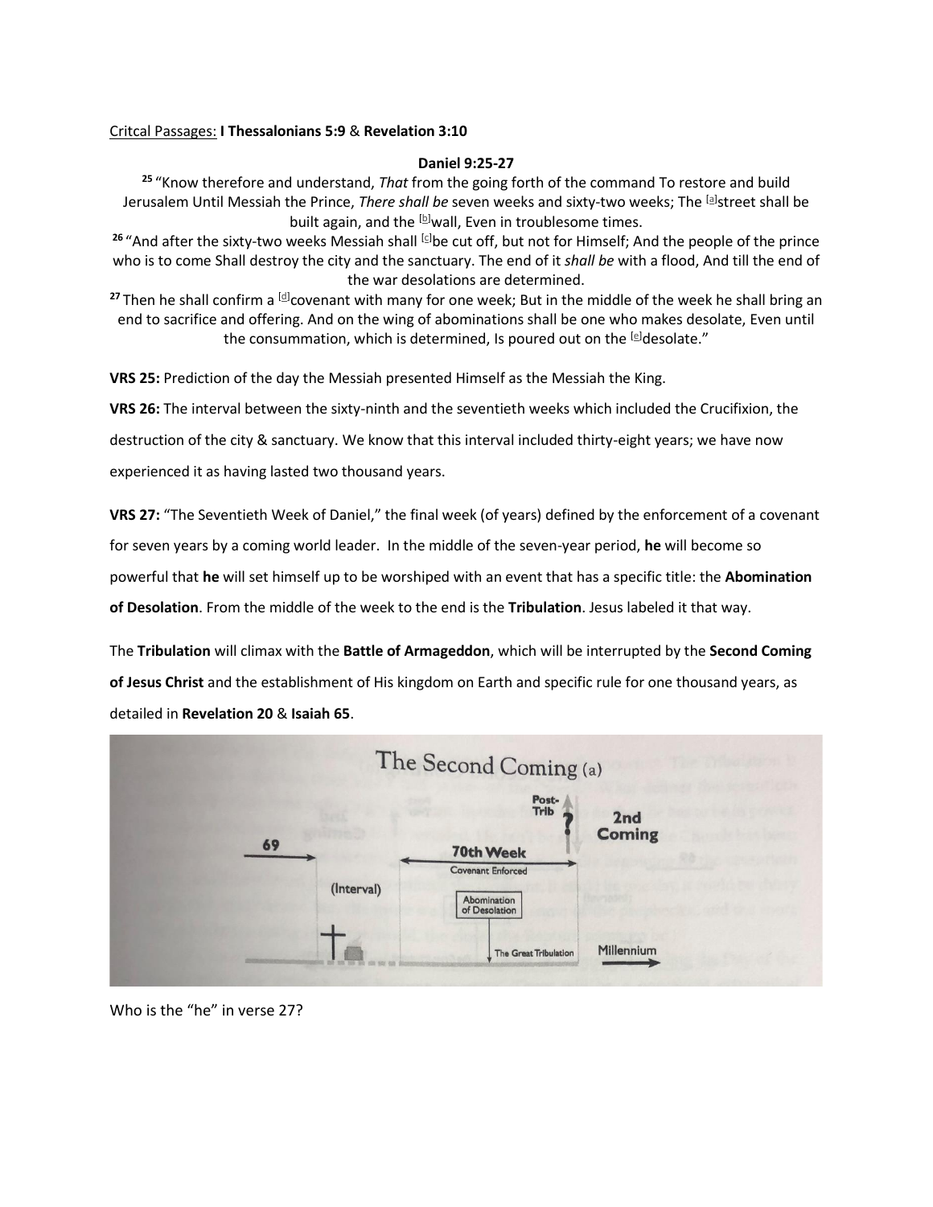Critcal Passages: **I Thessalonians 5:9** & **Revelation 3:10**

**Daniel 9:25-27**

**25** "Know therefore and understand, *That* from the going forth of the command To restore and build Jerusalem Until Messiah the Prince, *There shall be* seven weeks and sixty-two weeks; The [a]street shall be built again, and the [b]wall, Even in troublesome times.

**26** "And after the sixty-two weeks Messiah shall [c]be cut off, but not for Himself; And the people of the prince who is to come Shall destroy the city and the sanctuary. The end of it *shall be* with a flood, And till the end of the war desolations are determined.

**27** Then he shall confirm a [d]covenant with many for one week; But in the middle of the week he shall bring an end to sacrifice and offering. And on the wing of abominations shall be one who makes desolate, Even until the consummation, which is determined, Is poured out on the [e]desolate."

**VRS 25:** Prediction of the day the Messiah presented Himself as the Messiah the King.

**VRS 26:** The interval between the sixty-ninth and the seventieth weeks which included the Crucifixion, the destruction of the city & sanctuary. We know that this interval included thirty-eight years; we have now experienced it as having lasted two thousand years.

**VRS 27:** "The Seventieth Week of Daniel," the final week (of years) defined by the enforcement of a covenant for seven years by a coming world leader. In the middle of the seven-year period, **he** will become so powerful that **he** will set himself up to be worshiped with an event that has a specific title: the **Abomination of Desolation**. From the middle of the week to the end is the **Tribulation**. Jesus labeled it that way.

The **Tribulation** will climax with the **Battle of Armageddon**, which will be interrupted by the **Second Coming of Jesus Christ** and the establishment of His kingdom on Earth and specific rule for one thousand years, as detailed in **Revelation 20** & **Isaiah 65**.

The Second Coming (a)

69

(Interval)

70th Week

Covenant Enforced

Abomination of Desolation

The Great Tribulation

Post-Trib

?

2nd Coming

Millennium

Who is the "he" in verse 27?